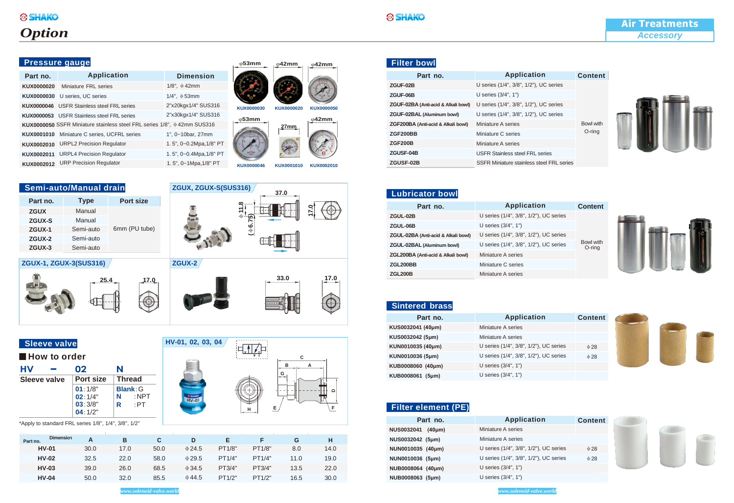# Option

## Pressure gauge

| Part no. | Application | Dimension |
|---|---|---|
| KUX0000020 | Miniature FRL series | 1/8", φ42mm |
| KUX0000030 | U series, UC series | 1/4", φ53mm |
| KUX0000046 | USFR Stainless steel FRL series | 2"x20kgx1/4" SUS316 |
| KUX0000053 | USFR Stainless steel FRL series | 2"x30kgx1/4" SUS316 |
| KUX0000050 | SSFR Miniature stainless steel FRL series | 1/8", φ42mm SUS316 |
| KUX0001010 | Miniature C series, UCFRL series | 1", 0~10bar, 27mm |
| KUX0002010 | URPL2 Precision Regulator | 1. 5", 0~0.2Mpa,1/8" PT |
| KUX0002011 | URPL4 Precision Regulator | 1. 5", 0~0.4Mpa,1/8" PT |
| KUX0002012 | URP Precision Regulator | 1. 5", 0~1Mpa,1/8" PT |

φ53mm KUX0000030 · φ42mm KUX0000020 · φ42mm KUX0000050 · φ53mm KUX0000046 · 27mm KUX0001010 · φ42mm KUX0002010

## Semi-auto/Manual drain

| Part no. | Type | Port size |
|---|---|---|
| ZGUX | Manual | 6mm (PU tube) |
| ZGUX-S | Manual | |
| ZGUX-1 | Semi-auto | |
| ZGUX-2 | Semi-auto | |
| ZGUX-3 | Semi-auto | |

ZGUX, ZGUX-S(SUS316): 37.0, φ11.8, (φ6.75), 17.0

ZGUX-1, ZGUX-3(SUS316): 25.4, 17.0

ZGUX-2: 33.0, 17.0

## Sleeve valve

■ How to order

**HV — 02 N**

| Sleeve valve | Port size | Thread |
|---|---|---|
| | 01:1/8"<br>02:1/4"<br>03:3/8"<br>04:1/2" | Blank:G<br>N :NPT<br>R :PT |

*Apply to standard FRL series 1/8", 1/4", 3/8", 1/2"

HV-01, 02, 03, 04

| Part no. \ Dimension | A | B | C | D | E | F | G | H |
|---|---|---|---|---|---|---|---|---|
| HV-01 | 30.0 | 17.0 | 50.0 | φ24.5 | PT1/8" | PT1/8" | 8.0 | 14.0 |
| HV-02 | 32.5 | 22.0 | 58.0 | φ29.5 | PT1/4" | PT1/4" | 11.0 | 19.0 |
| HV-03 | 39.0 | 26.0 | 68.5 | φ34.5 | PT3/4" | PT3/4" | 13.5 | 22.0 |
| HV-04 | 50.0 | 32.0 | 85.5 | φ44.5 | PT1/2" | PT1/2" | 16.5 | 30.0 |

# Air Treatments
*Accessory*

## Filter bowl

| Part no. | Application | Content |
|---|---|---|
| ZGUF-02B | U series (1/4", 3/8", 1/2"), UC series | Bowl with O-ring |
| ZGUF-06B | U series (3/4", 1") | |
| ZGUF-02BA (Anti-acid & Alkali bowl) | U series (1/4", 3/8", 1/2"), UC series | |
| ZGUF-02BAL (Aluminum bowl) | U series (1/4", 3/8", 1/2"), UC series | |
| ZGF200BA (Anti-acid & Alkali bowl) | Miniature A series | |
| ZGF200BB | Miniature C series | |
| ZGF200B | Miniature A series | |
| ZGUSF-04B | USFR Stainless steel FRL series | |
| ZGUSF-02B | SSFR Miniature stainless steel FRL series | |

## Lubricator bowl

| Part no. | Application | Content |
|---|---|---|
| ZGUL-02B | U series (1/4", 3/8", 1/2"), UC series | Bowl with O-ring |
| ZGUL-06B | U series (3/4", 1") | |
| ZGUL-02BA (Anti-acid & Alkali bowl) | U series (1/4", 3/8", 1/2"), UC series | |
| ZGUL-02BAL (Aluminum bowl) | U series (1/4", 3/8", 1/2"), UC series | |
| ZGL200BA (Anti-acid & Alkali bowl) | Miniature A series | |
| ZGL200BB | Miniature C series | |
| ZGL200B | Miniature A series | |

## Sintered brass

| Part no. | Application | Content |
|---|---|---|
| KUS0032041 (40μm) | Miniature A series | |
| KUS0032042 (5μm) | Miniature A series | |
| KUN0010035 (40μm) | U series (1/4", 3/8", 1/2"), UC series | φ28 |
| KUN0010036 (5μm) | U series (1/4", 3/8", 1/2"), UC series | φ28 |
| KUB0008060 (40μm) | U series (3/4", 1") | |
| KUB0008061 (5μm) | U series (3/4", 1") | |

## Filter element (PE)

| Part no. | Application | Content |
|---|---|---|
| NUS0032041 (40μm) | Miniature A series | |
| NUS0032042 (5μm) | Miniature A series | |
| NUN0010035 (40μm) | U series (1/4", 3/8", 1/2"), UC series | φ28 |
| NUN0010036 (5μm) | U series (1/4", 3/8", 1/2"), UC series | φ28 |
| NUB0008064 (40μm) | U series (3/4", 1") | |
| NUB0008063 (5μm) | U series (3/4", 1") | |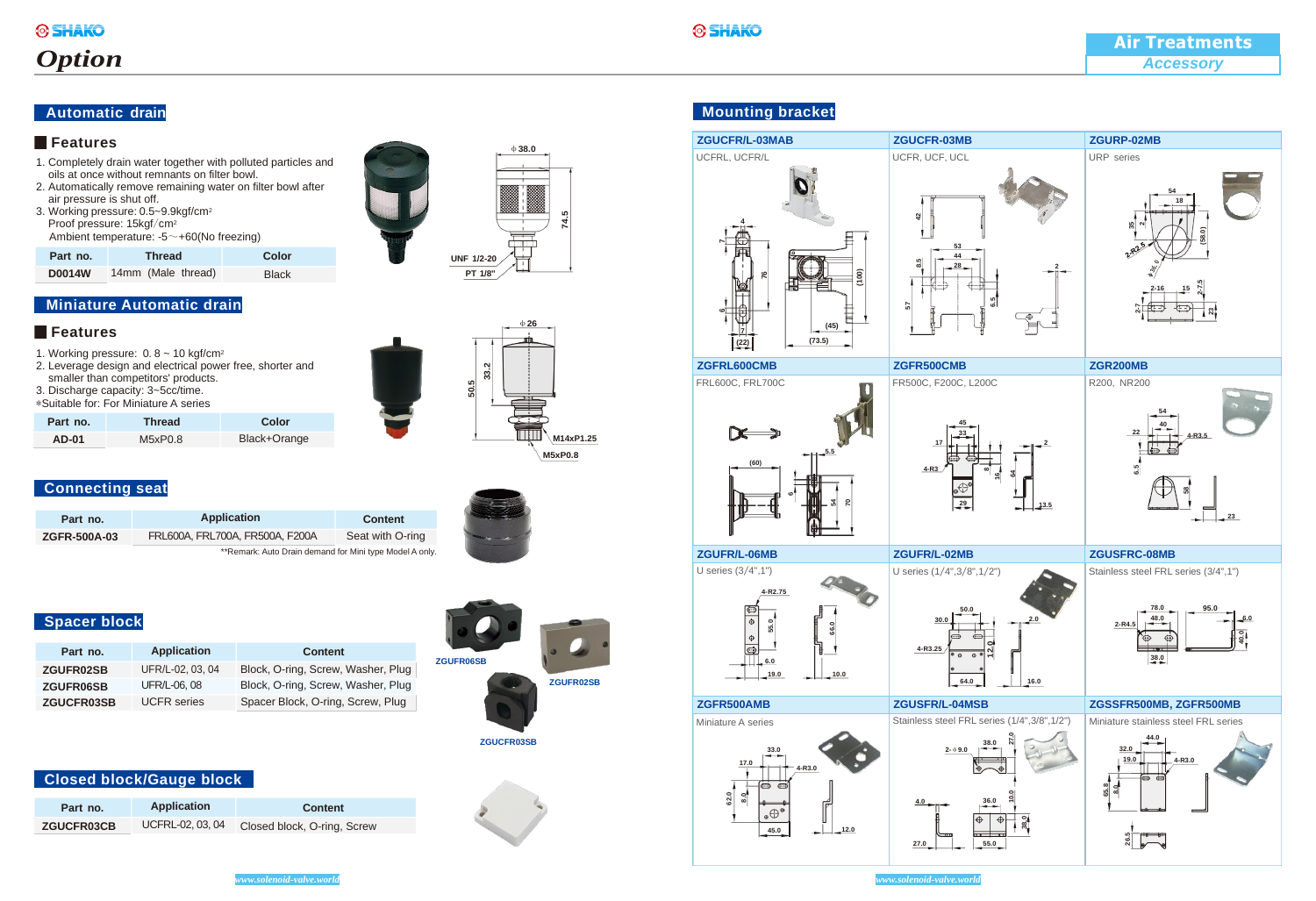# Option

## Air Treatments
*Accessory*

## Automatic drain

### Features

1. Completely drain water together with polluted particles and oils at once without remnants on filter bowl.
2. Automatically remove remaining water on filter bowl after air pressure is shut off.
3. Working pressure: 0.5~9.9kgf/cm²
   Proof pressure: 15kgf/cm²
   Ambient temperature: -5～+60(No freezing)

| Part no. | Thread | Color |
|---|---|---|
| D0014W | 14mm (Male thread) | Black |

φ38.0
74.5
UNF 1/2-20
PT 1/8"

## Miniature Automatic drain

### Features

1. Working pressure: 0. 8 ~ 10 kgf/cm²
2. Leverage design and electrical power free, shorter and smaller than competitors' products.
3. Discharge capacity: 3~5cc/time.

*Suitable for: For Miniature A series

| Part no. | Thread | Color |
|---|---|---|
| AD-01 | M5xP0.8 | Black+Orange |

φ26
33.2
50.5
M14xP1.25
M5xP0.8

## Connecting seat

| Part no. | Application | Content |
|---|---|---|
| ZGFR-500A-03 | FRL600A, FRL700A, FR500A, F200A | Seat with O-ring |

**Remark: Auto Drain demand for Mini type Model A only.

## Spacer block

| Part no. | Application | Content |
|---|---|---|
| ZGUFR02SB | UFR/L-02, 03, 04 | Block, O-ring, Screw, Washer, Plug |
| ZGUFR06SB | UFR/L-06, 08 | Block, O-ring, Screw, Washer, Plug |
| ZGUCFR03SB | UCFR series | Spacer Block, O-ring, Screw, Plug |

ZGUFR06SB
ZGUFR02SB
ZGUCFR03SB

## Closed block/Gauge block

| Part no. | Application | Content |
|---|---|---|
| ZGUCFR03CB | UCFRL-02, 03, 04 | Closed block, O-ring, Screw |

## Mounting bracket

| ZGUCFR/L-03MAB | ZGUCFR-03MB | ZGURP-02MB |
|---|---|---|
| UCFRL, UCFR/L | UCFR, UCF, UCL | URP series |
| ZGFRL600CMB | ZGFR500CMB | ZGR200MB |
| FRL600C, FRL700C | FR500C, F200C, L200C | R200, NR200 |
| ZGUFR/L-06MB | ZGUFR/L-02MB | ZGUSFRC-08MB |
| U series (3/4",1") | U series (1/4",3/8",1/2") | Stainless steel FRL series (3/4",1") |
| ZGFR500AMB | ZGUSFR/L-04MSB | ZGSSFR500MB, ZGFR500MB |
| Miniature A series | Stainless steel FRL series (1/4",3/8",1/2") | Miniature stainless steel FRL series |

www.solenoid-valve.world